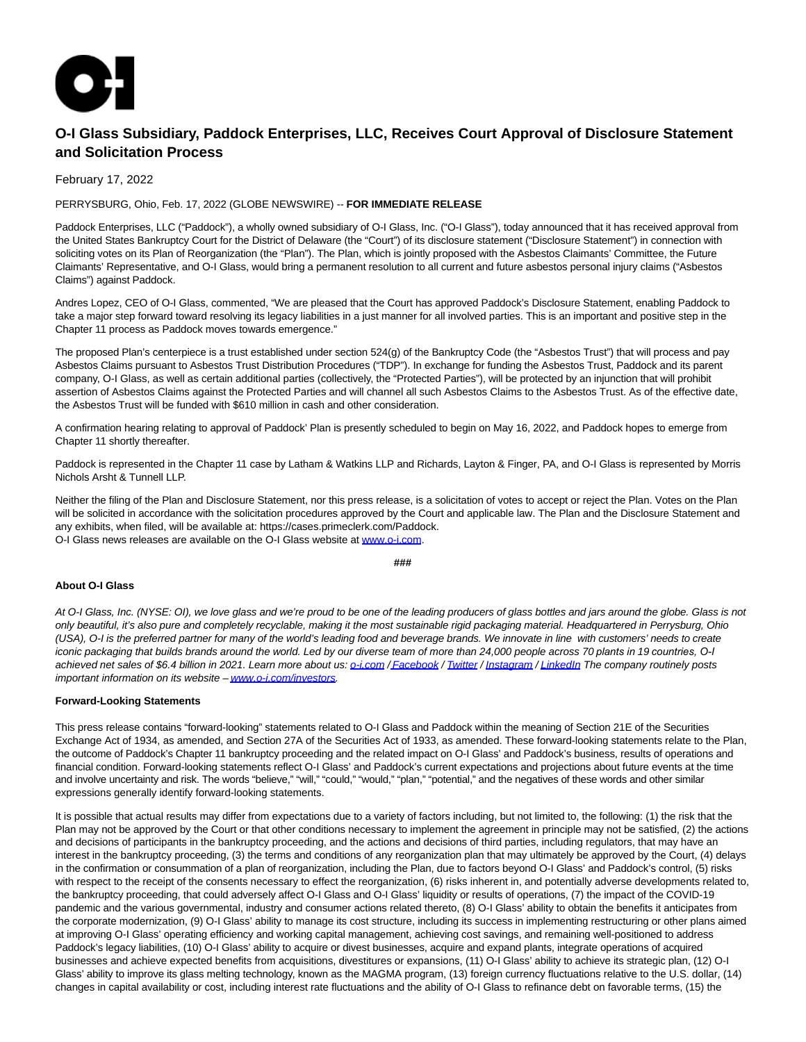# O-I Glass Subsidiary, Paddock Enterprises, LLC, Receives Court Approval of Disclosure Statement and Solicitation Process

February 17, 2022

PERRYSBURG, Ohio, Feb. 17, 2022 (GLOBE NEWSWIRE) -- **FOR IMMEDIATE RELEASE**

Paddock Enterprises, LLC ("Paddock"), a wholly owned subsidiary of O-I Glass, Inc. ("O-I Glass"), today announced that it has received approval from the United States Bankruptcy Court for the District of Delaware (the "Court") of its disclosure statement ("Disclosure Statement") in connection with soliciting votes on its Plan of Reorganization (the "Plan"). The Plan, which is jointly proposed with the Asbestos Claimants' Committee, the Future Claimants' Representative, and O-I Glass, would bring a permanent resolution to all current and future asbestos personal injury claims ("Asbestos Claims") against Paddock.

Andres Lopez, CEO of O-I Glass, commented, "We are pleased that the Court has approved Paddock's Disclosure Statement, enabling Paddock to take a major step forward toward resolving its legacy liabilities in a just manner for all involved parties. This is an important and positive step in the Chapter 11 process as Paddock moves towards emergence."

The proposed Plan's centerpiece is a trust established under section 524(g) of the Bankruptcy Code (the "Asbestos Trust") that will process and pay Asbestos Claims pursuant to Asbestos Trust Distribution Procedures ("TDP"). In exchange for funding the Asbestos Trust, Paddock and its parent company, O-I Glass, as well as certain additional parties (collectively, the "Protected Parties"), will be protected by an injunction that will prohibit assertion of Asbestos Claims against the Protected Parties and will channel all such Asbestos Claims to the Asbestos Trust. As of the effective date, the Asbestos Trust will be funded with $610 million in cash and other consideration.

A confirmation hearing relating to approval of Paddock' Plan is presently scheduled to begin on May 16, 2022, and Paddock hopes to emerge from Chapter 11 shortly thereafter.

Paddock is represented in the Chapter 11 case by Latham & Watkins LLP and Richards, Layton & Finger, PA, and O-I Glass is represented by Morris Nichols Arsht & Tunnell LLP.

Neither the filing of the Plan and Disclosure Statement, nor this press release, is a solicitation of votes to accept or reject the Plan. Votes on the Plan will be solicited in accordance with the solicitation procedures approved by the Court and applicable law. The Plan and the Disclosure Statement and any exhibits, when filed, will be available at: https://cases.primeclerk.com/Paddock.
O-I Glass news releases are available on the O-I Glass website at www.o-i.com.

###

**About O-I Glass**

*At O-I Glass, Inc. (NYSE: OI), we love glass and we're proud to be one of the leading producers of glass bottles and jars around the globe. Glass is not only beautiful, it's also pure and completely recyclable, making it the most sustainable rigid packaging material. Headquartered in Perrysburg, Ohio (USA), O-I is the preferred partner for many of the world's leading food and beverage brands. We innovate in line with customers' needs to create iconic packaging that builds brands around the world. Led by our diverse team of more than 24,000 people across 70 plants in 19 countries, O-I achieved net sales of $6.4 billion in 2021. Learn more about us: o-i.com / Facebook / Twitter / Instagram / LinkedIn The company routinely posts important information on its website – www.o-i.com/investors.*

**Forward-Looking Statements**

This press release contains "forward-looking" statements related to O-I Glass and Paddock within the meaning of Section 21E of the Securities Exchange Act of 1934, as amended, and Section 27A of the Securities Act of 1933, as amended. These forward-looking statements relate to the Plan, the outcome of Paddock's Chapter 11 bankruptcy proceeding and the related impact on O-I Glass' and Paddock's business, results of operations and financial condition. Forward-looking statements reflect O-I Glass' and Paddock's current expectations and projections about future events at the time and involve uncertainty and risk. The words "believe," "will," "could," "would," "plan," "potential," and the negatives of these words and other similar expressions generally identify forward-looking statements.

It is possible that actual results may differ from expectations due to a variety of factors including, but not limited to, the following: (1) the risk that the Plan may not be approved by the Court or that other conditions necessary to implement the agreement in principle may not be satisfied, (2) the actions and decisions of participants in the bankruptcy proceeding, and the actions and decisions of third parties, including regulators, that may have an interest in the bankruptcy proceeding, (3) the terms and conditions of any reorganization plan that may ultimately be approved by the Court, (4) delays in the confirmation or consummation of a plan of reorganization, including the Plan, due to factors beyond O-I Glass' and Paddock's control, (5) risks with respect to the receipt of the consents necessary to effect the reorganization, (6) risks inherent in, and potentially adverse developments related to, the bankruptcy proceeding, that could adversely affect O-I Glass and O-I Glass' liquidity or results of operations, (7) the impact of the COVID-19 pandemic and the various governmental, industry and consumer actions related thereto, (8) O-I Glass' ability to obtain the benefits it anticipates from the corporate modernization, (9) O-I Glass' ability to manage its cost structure, including its success in implementing restructuring or other plans aimed at improving O-I Glass' operating efficiency and working capital management, achieving cost savings, and remaining well-positioned to address Paddock's legacy liabilities, (10) O-I Glass' ability to acquire or divest businesses, acquire and expand plants, integrate operations of acquired businesses and achieve expected benefits from acquisitions, divestitures or expansions, (11) O-I Glass' ability to achieve its strategic plan, (12) O-I Glass' ability to improve its glass melting technology, known as the MAGMA program, (13) foreign currency fluctuations relative to the U.S. dollar, (14) changes in capital availability or cost, including interest rate fluctuations and the ability of O-I Glass to refinance debt on favorable terms, (15) the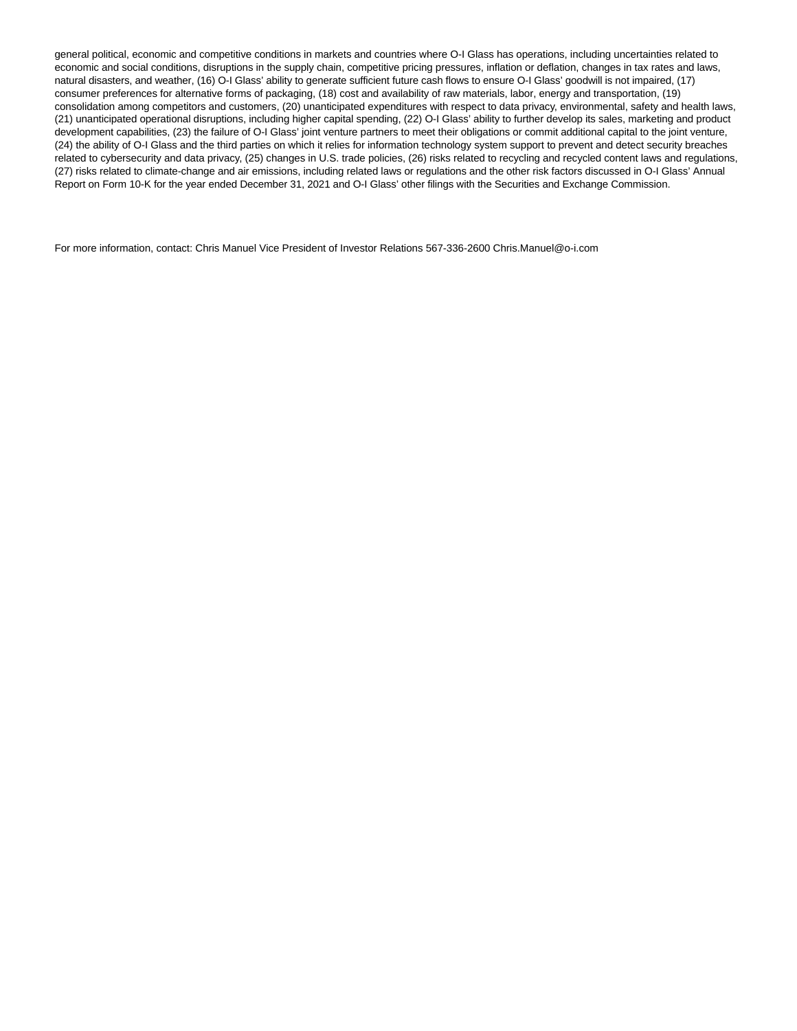general political, economic and competitive conditions in markets and countries where O-I Glass has operations, including uncertainties related to economic and social conditions, disruptions in the supply chain, competitive pricing pressures, inflation or deflation, changes in tax rates and laws, natural disasters, and weather, (16) O-I Glass' ability to generate sufficient future cash flows to ensure O-I Glass' goodwill is not impaired, (17) consumer preferences for alternative forms of packaging, (18) cost and availability of raw materials, labor, energy and transportation, (19) consolidation among competitors and customers, (20) unanticipated expenditures with respect to data privacy, environmental, safety and health laws, (21) unanticipated operational disruptions, including higher capital spending, (22) O-I Glass' ability to further develop its sales, marketing and product development capabilities, (23) the failure of O-I Glass' joint venture partners to meet their obligations or commit additional capital to the joint venture, (24) the ability of O-I Glass and the third parties on which it relies for information technology system support to prevent and detect security breaches related to cybersecurity and data privacy, (25) changes in U.S. trade policies, (26) risks related to recycling and recycled content laws and regulations, (27) risks related to climate-change and air emissions, including related laws or regulations and the other risk factors discussed in O-I Glass' Annual Report on Form 10-K for the year ended December 31, 2021 and O-I Glass' other filings with the Securities and Exchange Commission.

For more information, contact: Chris Manuel Vice President of Investor Relations 567-336-2600 Chris.Manuel@o-i.com